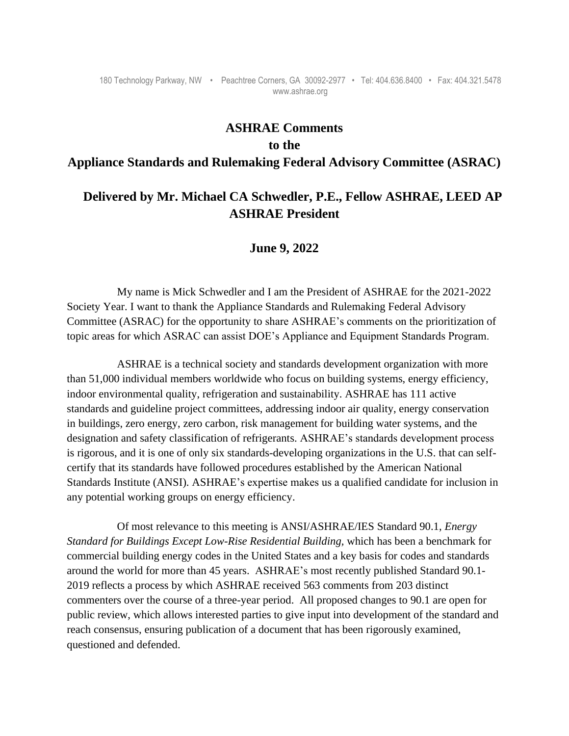180 Technology Parkway, NW • Peachtree Corners, GA 30092-2977 • Tel: 404.636.8400 • Fax: 404.321.5478
www.ashrae.org

# ASHRAE Comments to the Appliance Standards and Rulemaking Federal Advisory Committee (ASRAC)

## Delivered by Mr. Michael CA Schwedler, P.E., Fellow ASHRAE, LEED AP ASHRAE President

## June 9, 2022

My name is Mick Schwedler and I am the President of ASHRAE for the 2021-2022 Society Year. I want to thank the Appliance Standards and Rulemaking Federal Advisory Committee (ASRAC) for the opportunity to share ASHRAE's comments on the prioritization of topic areas for which ASRAC can assist DOE's Appliance and Equipment Standards Program.

ASHRAE is a technical society and standards development organization with more than 51,000 individual members worldwide who focus on building systems, energy efficiency, indoor environmental quality, refrigeration and sustainability. ASHRAE has 111 active standards and guideline project committees, addressing indoor air quality, energy conservation in buildings, zero energy, zero carbon, risk management for building water systems, and the designation and safety classification of refrigerants. ASHRAE's standards development process is rigorous, and it is one of only six standards-developing organizations in the U.S. that can self-certify that its standards have followed procedures established by the American National Standards Institute (ANSI). ASHRAE's expertise makes us a qualified candidate for inclusion in any potential working groups on energy efficiency.

Of most relevance to this meeting is ANSI/ASHRAE/IES Standard 90.1, *Energy Standard for Buildings Except Low-Rise Residential Building*, which has been a benchmark for commercial building energy codes in the United States and a key basis for codes and standards around the world for more than 45 years. ASHRAE's most recently published Standard 90.1-2019 reflects a process by which ASHRAE received 563 comments from 203 distinct commenters over the course of a three-year period. All proposed changes to 90.1 are open for public review, which allows interested parties to give input into development of the standard and reach consensus, ensuring publication of a document that has been rigorously examined, questioned and defended.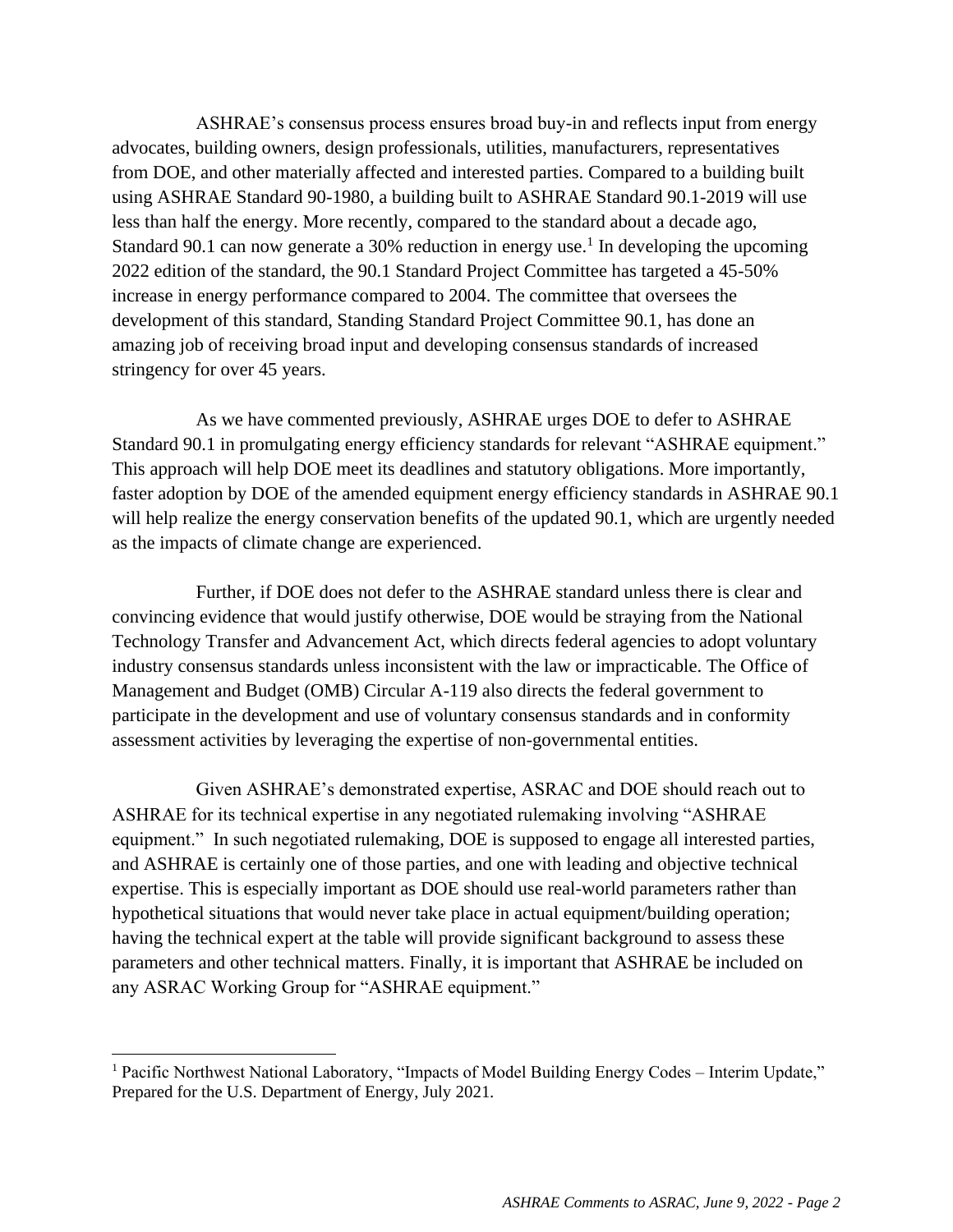ASHRAE's consensus process ensures broad buy-in and reflects input from energy advocates, building owners, design professionals, utilities, manufacturers, representatives from DOE, and other materially affected and interested parties. Compared to a building built using ASHRAE Standard 90-1980, a building built to ASHRAE Standard 90.1-2019 will use less than half the energy. More recently, compared to the standard about a decade ago, Standard 90.1 can now generate a 30% reduction in energy use.[1] In developing the upcoming 2022 edition of the standard, the 90.1 Standard Project Committee has targeted a 45-50% increase in energy performance compared to 2004. The committee that oversees the development of this standard, Standing Standard Project Committee 90.1, has done an amazing job of receiving broad input and developing consensus standards of increased stringency for over 45 years.

As we have commented previously, ASHRAE urges DOE to defer to ASHRAE Standard 90.1 in promulgating energy efficiency standards for relevant "ASHRAE equipment." This approach will help DOE meet its deadlines and statutory obligations. More importantly, faster adoption by DOE of the amended equipment energy efficiency standards in ASHRAE 90.1 will help realize the energy conservation benefits of the updated 90.1, which are urgently needed as the impacts of climate change are experienced.

Further, if DOE does not defer to the ASHRAE standard unless there is clear and convincing evidence that would justify otherwise, DOE would be straying from the National Technology Transfer and Advancement Act, which directs federal agencies to adopt voluntary industry consensus standards unless inconsistent with the law or impracticable. The Office of Management and Budget (OMB) Circular A-119 also directs the federal government to participate in the development and use of voluntary consensus standards and in conformity assessment activities by leveraging the expertise of non-governmental entities.

Given ASHRAE's demonstrated expertise, ASRAC and DOE should reach out to ASHRAE for its technical expertise in any negotiated rulemaking involving "ASHRAE equipment." In such negotiated rulemaking, DOE is supposed to engage all interested parties, and ASHRAE is certainly one of those parties, and one with leading and objective technical expertise. This is especially important as DOE should use real-world parameters rather than hypothetical situations that would never take place in actual equipment/building operation; having the technical expert at the table will provide significant background to assess these parameters and other technical matters. Finally, it is important that ASHRAE be included on any ASRAC Working Group for "ASHRAE equipment."

---

[1] Pacific Northwest National Laboratory, "Impacts of Model Building Energy Codes – Interim Update," Prepared for the U.S. Department of Energy, July 2021.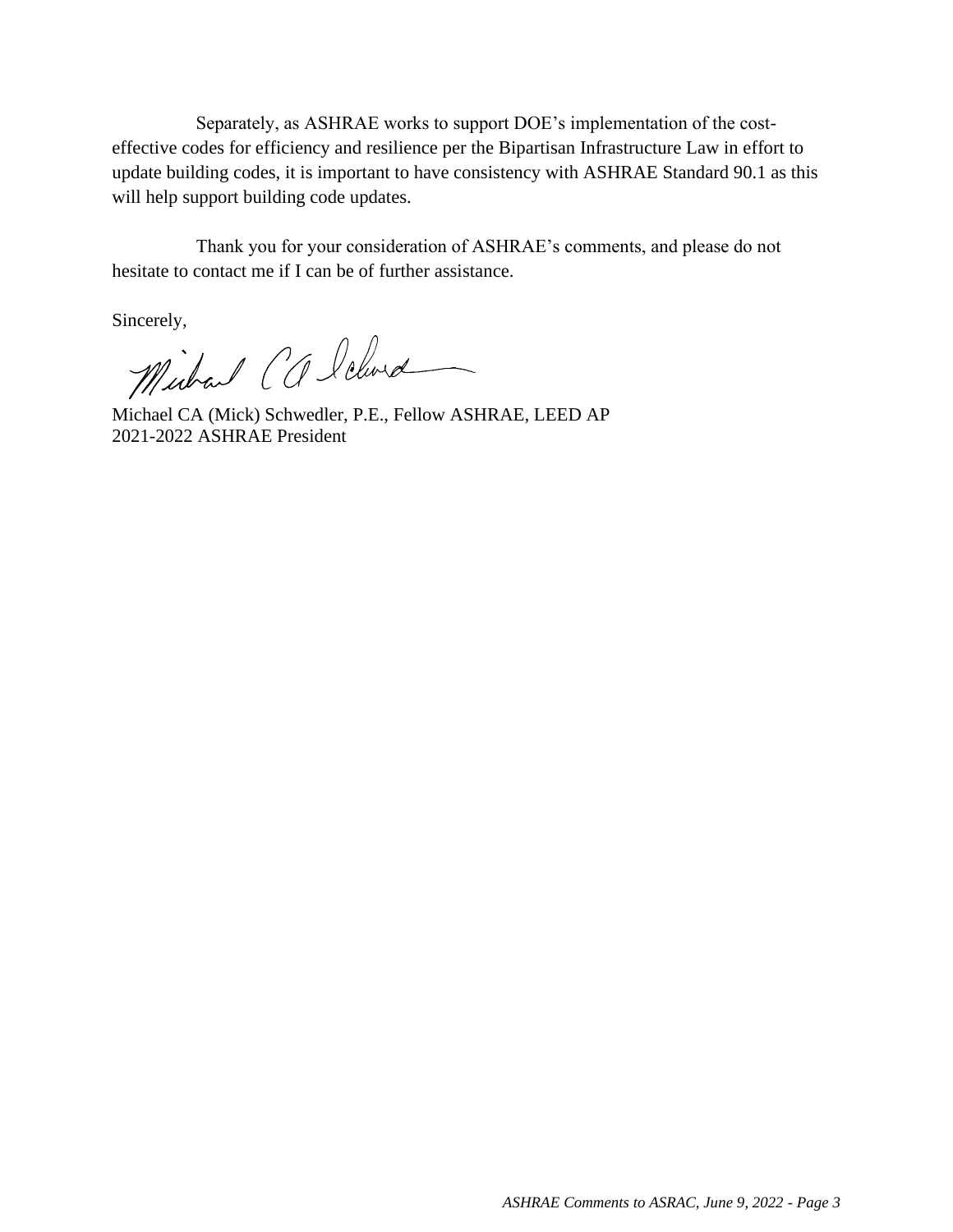Separately, as ASHRAE works to support DOE's implementation of the cost-effective codes for efficiency and resilience per the Bipartisan Infrastructure Law in effort to update building codes, it is important to have consistency with ASHRAE Standard 90.1 as this will help support building code updates.

Thank you for your consideration of ASHRAE's comments, and please do not hesitate to contact me if I can be of further assistance.

Sincerely,

Michael CA (Mick) Schwedler, P.E., Fellow ASHRAE, LEED AP
2021-2022 ASHRAE President